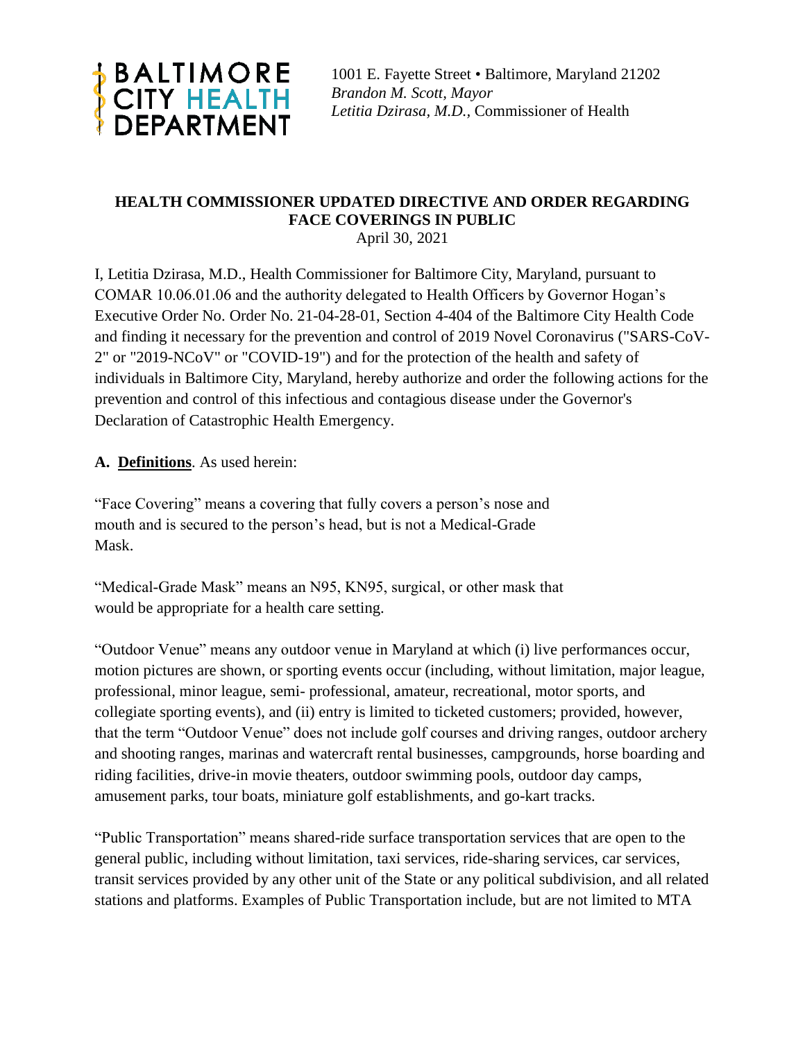**BALTIMORE CITY HEALTH DEPARTMENT**

1001 E. Fayette Street • Baltimore, Maryland 21202
*Brandon M. Scott, Mayor*
*Letitia Dzirasa, M.D.,* Commissioner of Health

## HEALTH COMMISSIONER UPDATED DIRECTIVE AND ORDER REGARDING FACE COVERINGS IN PUBLIC

April 30, 2021

I, Letitia Dzirasa, M.D., Health Commissioner for Baltimore City, Maryland, pursuant to COMAR 10.06.01.06 and the authority delegated to Health Officers by Governor Hogan's Executive Order No. Order No. 21-04-28-01, Section 4-404 of the Baltimore City Health Code and finding it necessary for the prevention and control of 2019 Novel Coronavirus ("SARS-CoV-2" or "2019-NCoV" or "COVID-19") and for the protection of the health and safety of individuals in Baltimore City, Maryland, hereby authorize and order the following actions for the prevention and control of this infectious and contagious disease under the Governor's Declaration of Catastrophic Health Emergency.

**A. <u>Definitions</u>**. As used herein:

"Face Covering" means a covering that fully covers a person's nose and mouth and is secured to the person's head, but is not a Medical-Grade Mask.

"Medical-Grade Mask" means an N95, KN95, surgical, or other mask that would be appropriate for a health care setting.

"Outdoor Venue" means any outdoor venue in Maryland at which (i) live performances occur, motion pictures are shown, or sporting events occur (including, without limitation, major league, professional, minor league, semi- professional, amateur, recreational, motor sports, and collegiate sporting events), and (ii) entry is limited to ticketed customers; provided, however, that the term "Outdoor Venue" does not include golf courses and driving ranges, outdoor archery and shooting ranges, marinas and watercraft rental businesses, campgrounds, horse boarding and riding facilities, drive-in movie theaters, outdoor swimming pools, outdoor day camps, amusement parks, tour boats, miniature golf establishments, and go-kart tracks.

"Public Transportation" means shared-ride surface transportation services that are open to the general public, including without limitation, taxi services, ride-sharing services, car services, transit services provided by any other unit of the State or any political subdivision, and all related stations and platforms. Examples of Public Transportation include, but are not limited to MTA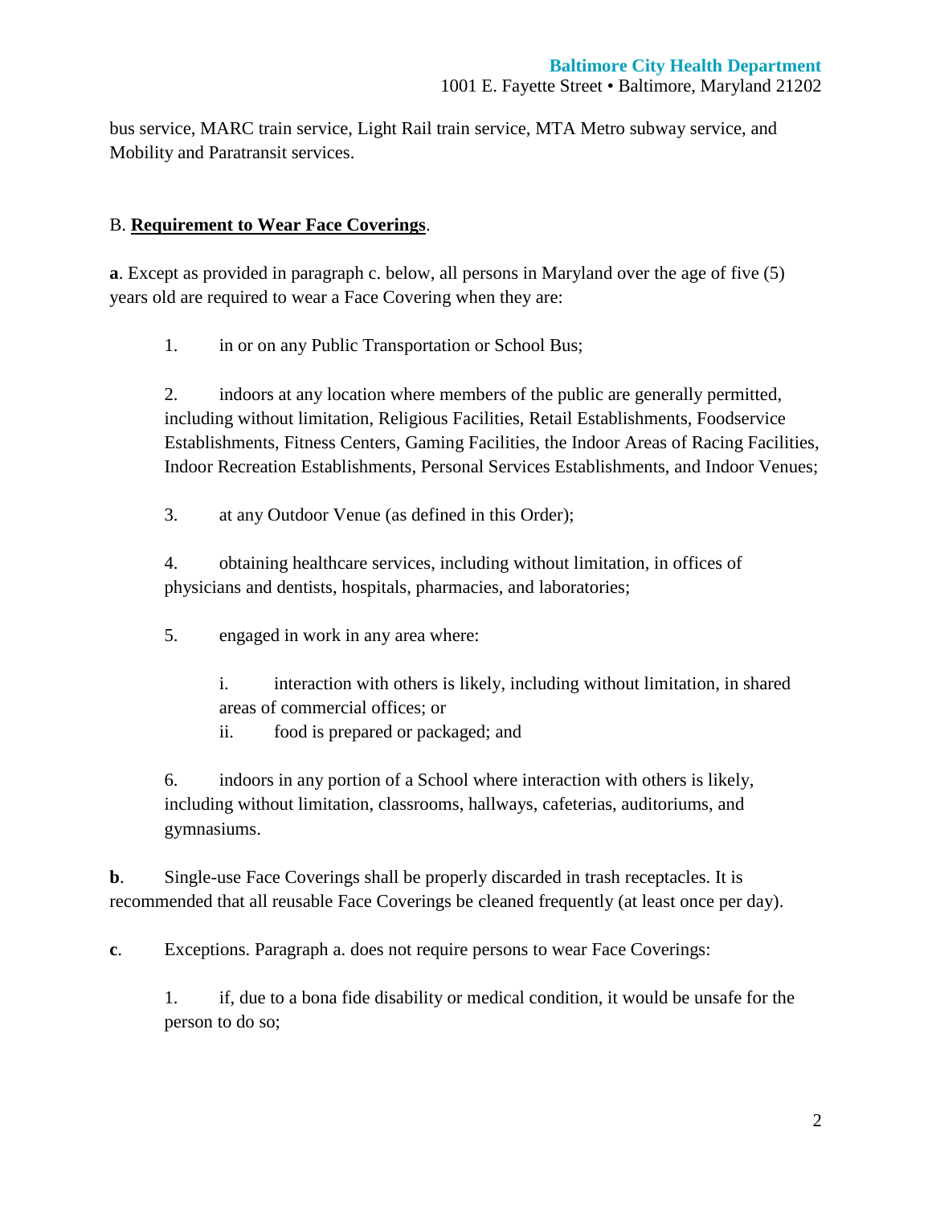bus service, MARC train service, Light Rail train service, MTA Metro subway service, and Mobility and Paratransit services.

B. **Requirement to Wear Face Coverings**.

**a**. Except as provided in paragraph c. below, all persons in Maryland over the age of five (5) years old are required to wear a Face Covering when they are:

1. in or on any Public Transportation or School Bus;

2. indoors at any location where members of the public are generally permitted, including without limitation, Religious Facilities, Retail Establishments, Foodservice Establishments, Fitness Centers, Gaming Facilities, the Indoor Areas of Racing Facilities, Indoor Recreation Establishments, Personal Services Establishments, and Indoor Venues;

3. at any Outdoor Venue (as defined in this Order);

4. obtaining healthcare services, including without limitation, in offices of physicians and dentists, hospitals, pharmacies, and laboratories;

5. engaged in work in any area where:

    i. interaction with others is likely, including without limitation, in shared areas of commercial offices; or

    ii. food is prepared or packaged; and

6. indoors in any portion of a School where interaction with others is likely, including without limitation, classrooms, hallways, cafeterias, auditoriums, and gymnasiums.

**b**. Single-use Face Coverings shall be properly discarded in trash receptacles. It is recommended that all reusable Face Coverings be cleaned frequently (at least once per day).

**c**. Exceptions. Paragraph a. does not require persons to wear Face Coverings:

1. if, due to a bona fide disability or medical condition, it would be unsafe for the person to do so;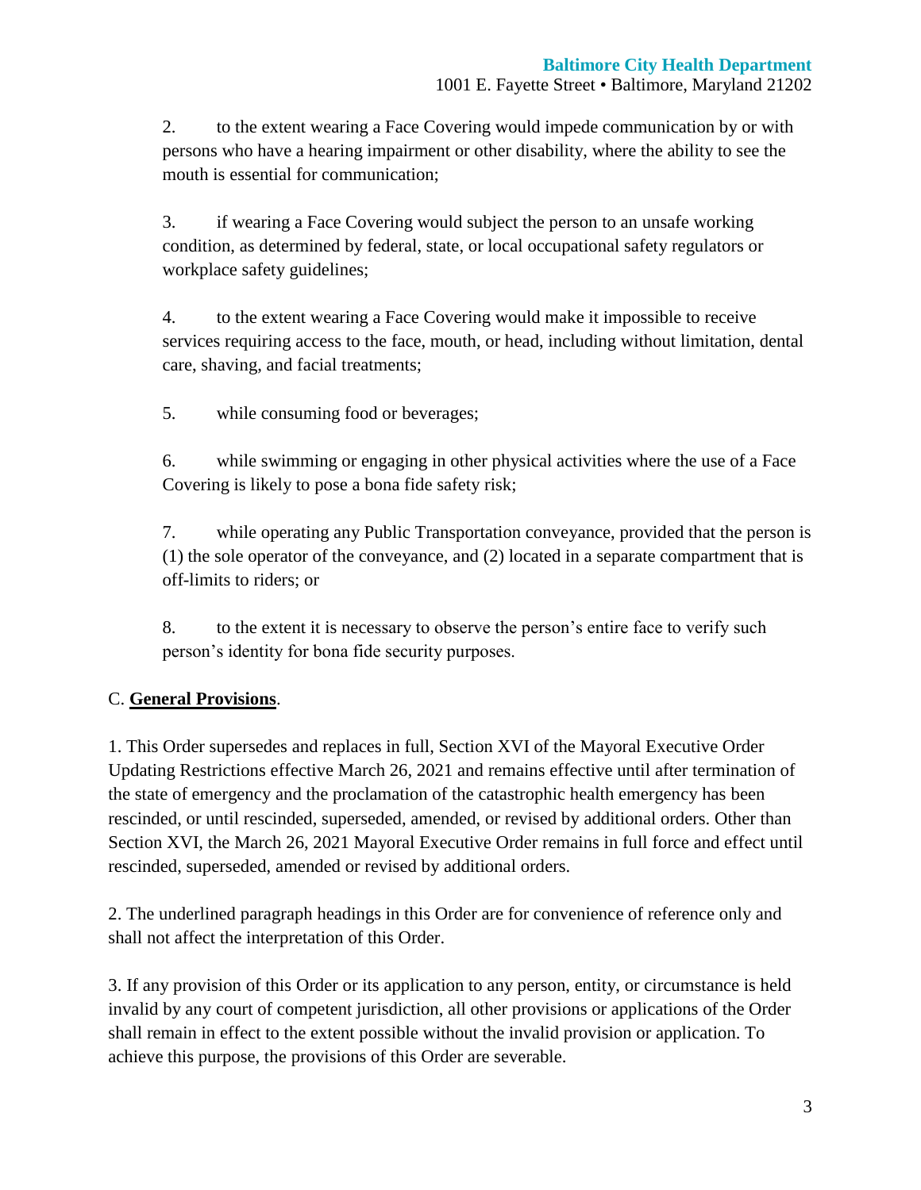2. to the extent wearing a Face Covering would impede communication by or with persons who have a hearing impairment or other disability, where the ability to see the mouth is essential for communication;

3. if wearing a Face Covering would subject the person to an unsafe working condition, as determined by federal, state, or local occupational safety regulators or workplace safety guidelines;

4. to the extent wearing a Face Covering would make it impossible to receive services requiring access to the face, mouth, or head, including without limitation, dental care, shaving, and facial treatments;

5. while consuming food or beverages;

6. while swimming or engaging in other physical activities where the use of a Face Covering is likely to pose a bona fide safety risk;

7. while operating any Public Transportation conveyance, provided that the person is (1) the sole operator of the conveyance, and (2) located in a separate compartment that is off-limits to riders; or

8. to the extent it is necessary to observe the person's entire face to verify such person's identity for bona fide security purposes.

C. **General Provisions**.

1. This Order supersedes and replaces in full, Section XVI of the Mayoral Executive Order Updating Restrictions effective March 26, 2021 and remains effective until after termination of the state of emergency and the proclamation of the catastrophic health emergency has been rescinded, or until rescinded, superseded, amended, or revised by additional orders. Other than Section XVI, the March 26, 2021 Mayoral Executive Order remains in full force and effect until rescinded, superseded, amended or revised by additional orders.

2. The underlined paragraph headings in this Order are for convenience of reference only and shall not affect the interpretation of this Order.

3. If any provision of this Order or its application to any person, entity, or circumstance is held invalid by any court of competent jurisdiction, all other provisions or applications of the Order shall remain in effect to the extent possible without the invalid provision or application. To achieve this purpose, the provisions of this Order are severable.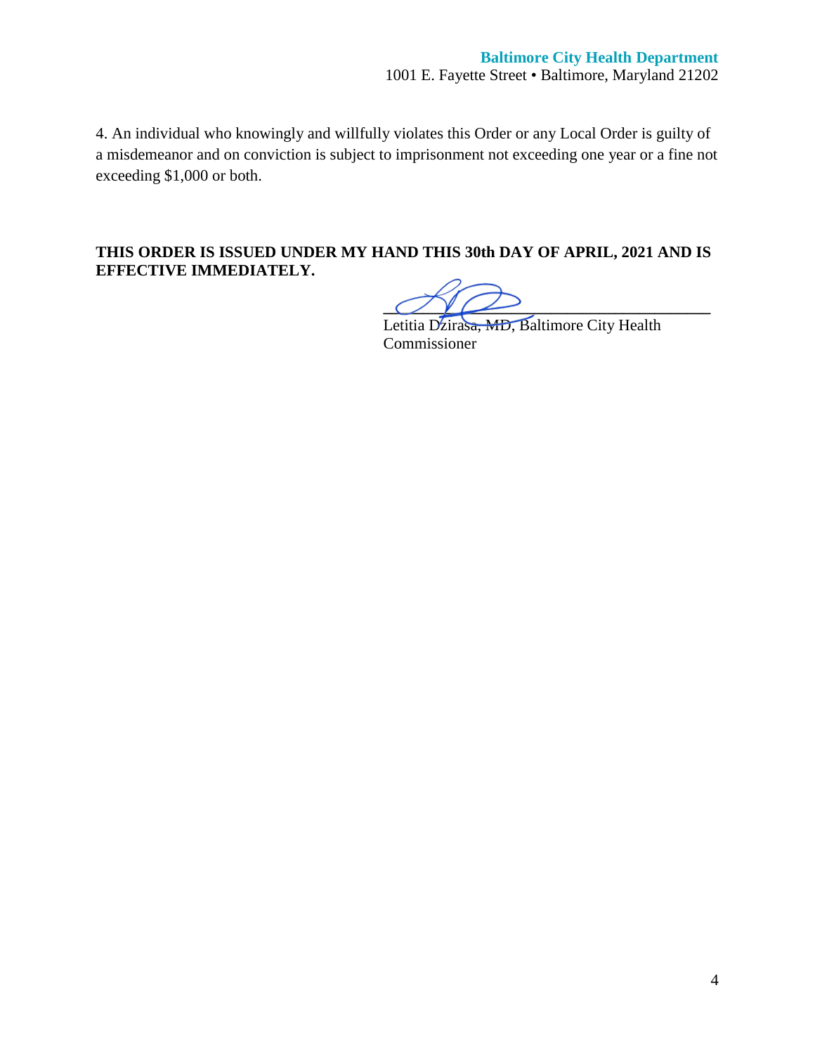4. An individual who knowingly and willfully violates this Order or any Local Order is guilty of a misdemeanor and on conviction is subject to imprisonment not exceeding one year or a fine not exceeding $1,000 or both.

**THIS ORDER IS ISSUED UNDER MY HAND THIS 30th DAY OF APRIL, 2021 AND IS EFFECTIVE IMMEDIATELY.**

\_\_\_\_\_\_\_\_\_\_\_\_\_\_\_\_\_\_\_\_\_\_\_\_\_\_\_\_\_\_\_\_\_\_\_\_\_\_\_\_

Letitia Dzirasa, MD, Baltimore City Health Commissioner